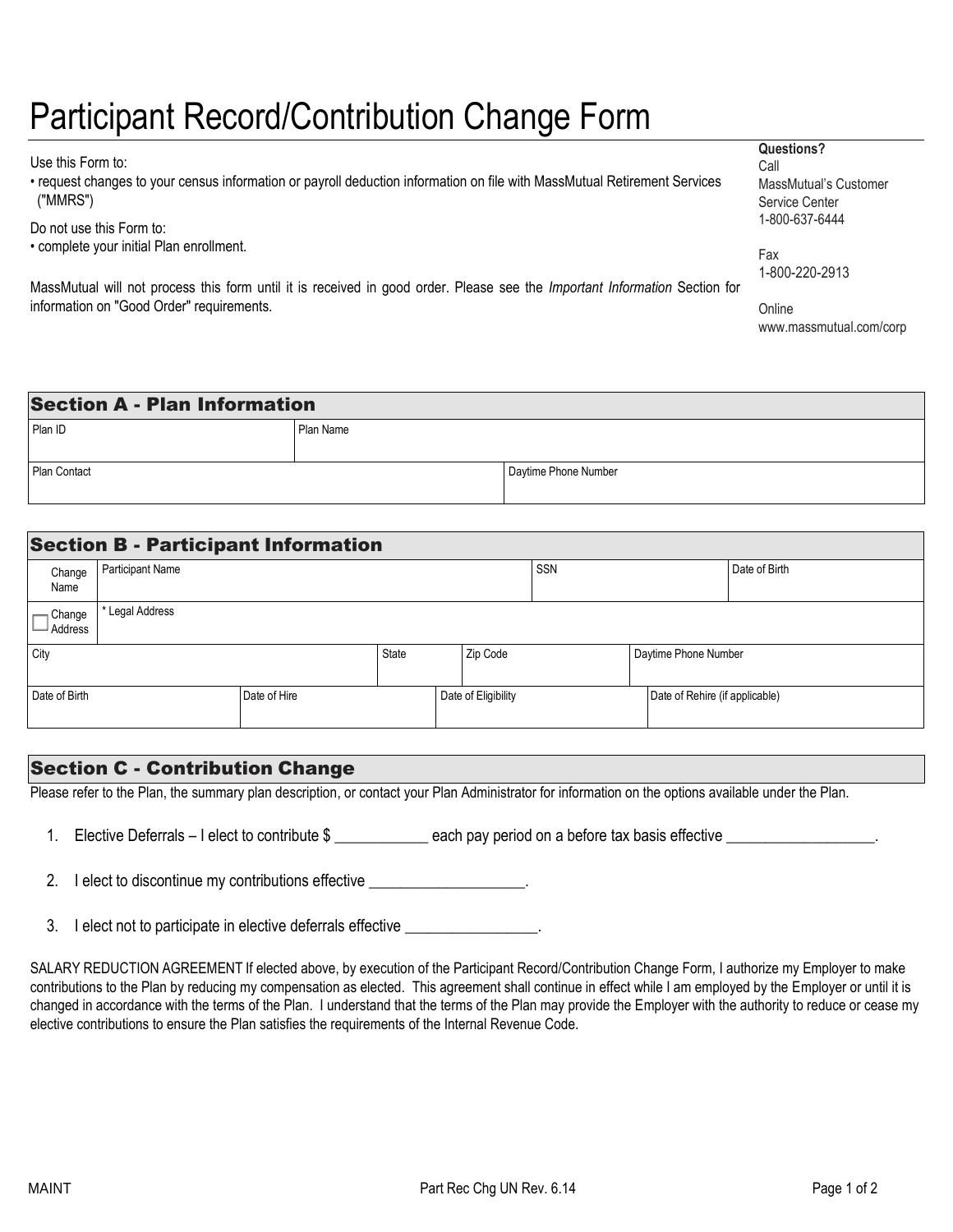# Participant Record/Contribution Change Form

Use this Form to:

- request changes to your census information or payroll deduction information on file with MassMutual Retirement Services ("MMRS")

Do not use this Form to:

- complete your initial Plan enrollment.

MassMutual will not process this form until it is received in good order. Please see the *Important Information* Section for information on "Good Order" requirements.

**Questions?**
Call
MassMutual's Customer Service Center
1-800-637-6444

Fax
1-800-220-2913

Online
www.massmutual.com/corp

## Section A - Plan Information

| Plan ID | Plan Name | |
|---|---|---|
| Plan Contact | | Daytime Phone Number |

## Section B - Participant Information

| Change Name | Participant Name | | SSN | Date of Birth |
|---|---|---|---|---|
| ☐ Change Address | * Legal Address | | | |
| City | State | Zip Code | Daytime Phone Number | |
| Date of Birth | Date of Hire | Date of Eligibility | Date of Rehire (if applicable) | |

## Section C - Contribution Change

Please refer to the Plan, the summary plan description, or contact your Plan Administrator for information on the options available under the Plan.

1. Elective Deferrals – I elect to contribute $ ____________ each pay period on a before tax basis effective ___________________.

2. I elect to discontinue my contributions effective ____________________.

3. I elect not to participate in elective deferrals effective _________________.

SALARY REDUCTION AGREEMENT If elected above, by execution of the Participant Record/Contribution Change Form, I authorize my Employer to make contributions to the Plan by reducing my compensation as elected. This agreement shall continue in effect while I am employed by the Employer or until it is changed in accordance with the terms of the Plan. I understand that the terms of the Plan may provide the Employer with the authority to reduce or cease my elective contributions to ensure the Plan satisfies the requirements of the Internal Revenue Code.

MAINT Part Rec Chg UN Rev. 6.14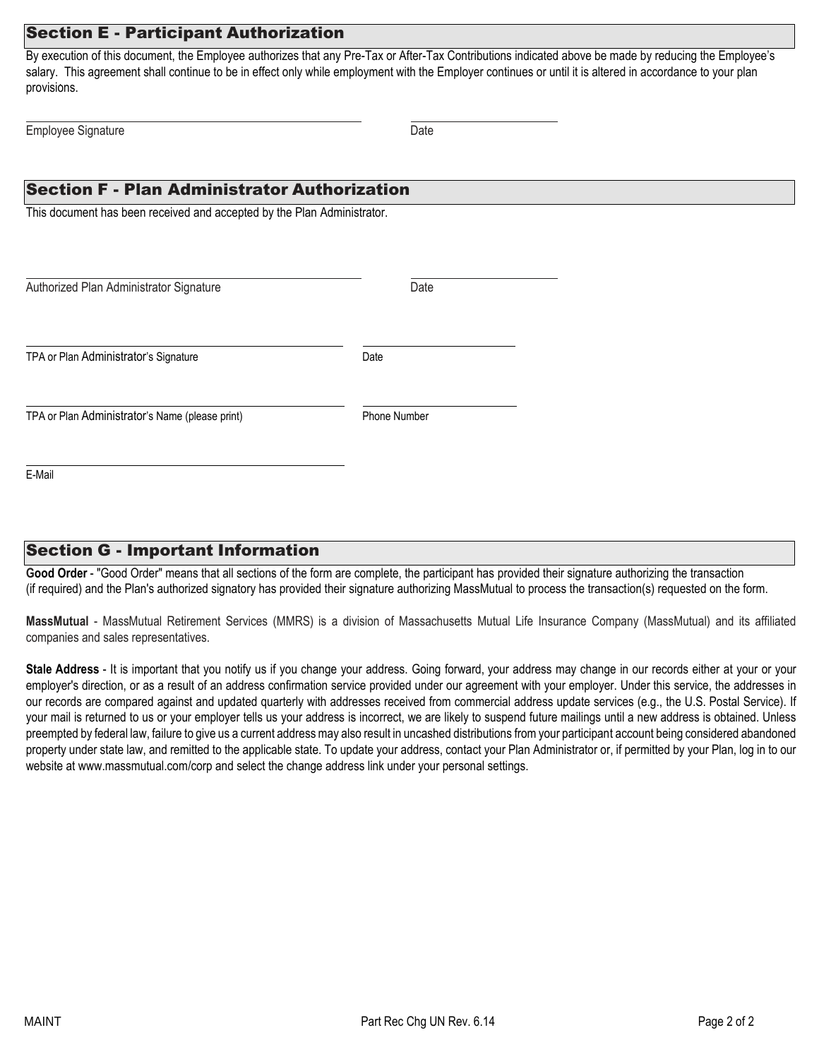## Section E - Participant Authorization

By execution of this document, the Employee authorizes that any Pre-Tax or After-Tax Contributions indicated above be made by reducing the Employee's salary. This agreement shall continue to be in effect only while employment with the Employer continues or until it is altered in accordance to your plan provisions.

Employee Signature ______________________ Date ______________

## Section F - Plan Administrator Authorization

This document has been received and accepted by the Plan Administrator.

Authorized Plan Administrator Signature ______________________ Date ______________

TPA or Plan Administrator's Signature ______________________ Date ______________

TPA or Plan Administrator's Name (please print) ______________________ Phone Number ______________

E-Mail ______________________

## Section G - Important Information

**Good Order** - "Good Order" means that all sections of the form are complete, the participant has provided their signature authorizing the transaction (if required) and the Plan's authorized signatory has provided their signature authorizing MassMutual to process the transaction(s) requested on the form.

**MassMutual** - MassMutual Retirement Services (MMRS) is a division of Massachusetts Mutual Life Insurance Company (MassMutual) and its affiliated companies and sales representatives.

**Stale Address** - It is important that you notify us if you change your address. Going forward, your address may change in our records either at your or your employer's direction, or as a result of an address confirmation service provided under our agreement with your employer. Under this service, the addresses in our records are compared against and updated quarterly with addresses received from commercial address update services (e.g., the U.S. Postal Service). If your mail is returned to us or your employer tells us your address is incorrect, we are likely to suspend future mailings until a new address is obtained. Unless preempted by federal law, failure to give us a current address may also result in uncashed distributions from your participant account being considered abandoned property under state law, and remitted to the applicable state. To update your address, contact your Plan Administrator or, if permitted by your Plan, log in to our website at www.massmutual.com/corp and select the change address link under your personal settings.

MAINT Part Rec Chg UN Rev. 6.14